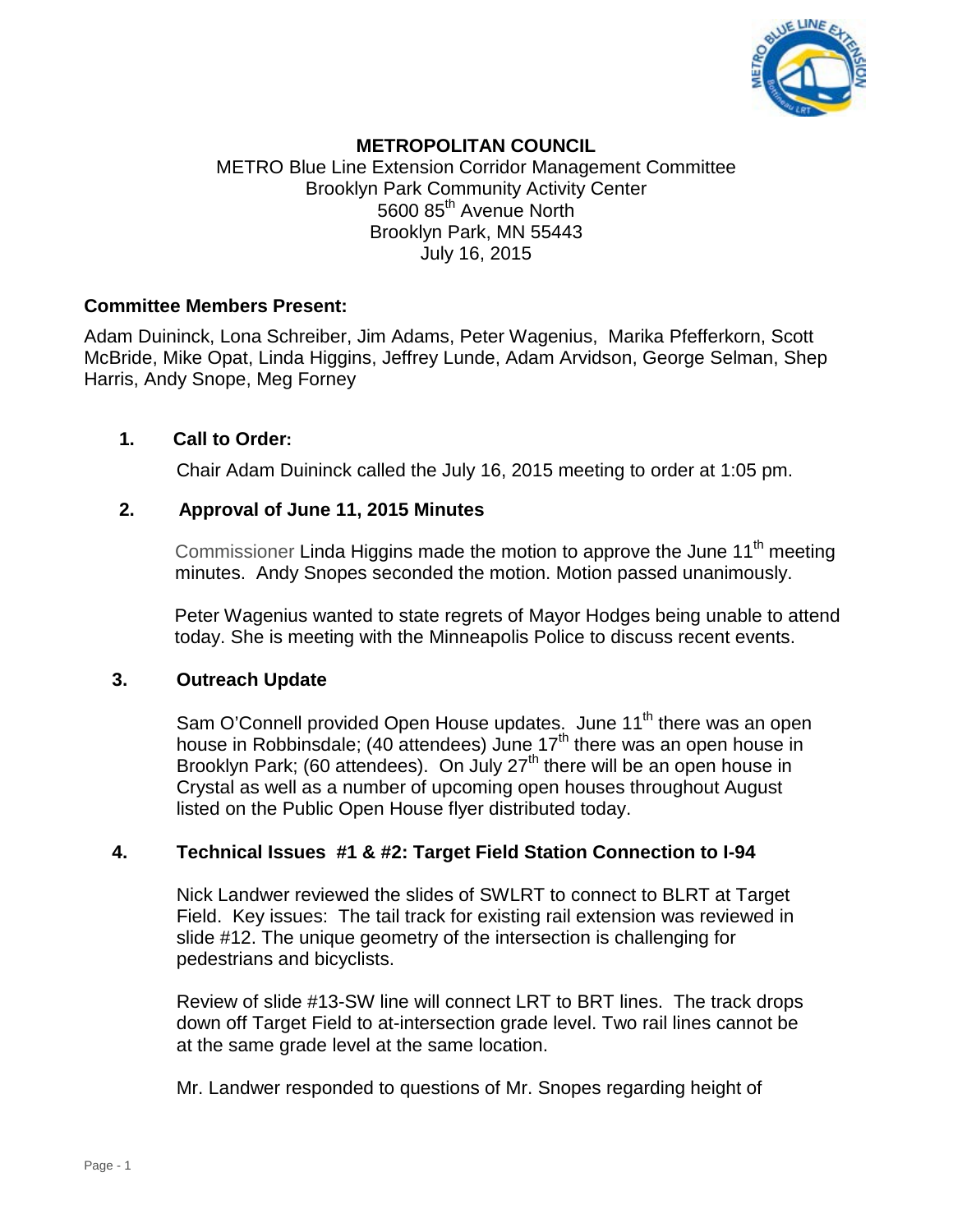# METROPOLITAN COUNCIL

METRO Blue Line Extension Corridor Management Committee
Brooklyn Park Community Activity Center
5600 85th Avenue North
Brooklyn Park, MN 55443
July 16, 2015

**Committee Members Present:**

Adam Duininck, Lona Schreiber, Jim Adams, Peter Wagenius, Marika Pfefferkorn, Scott McBride, Mike Opat, Linda Higgins, Jeffrey Lunde, Adam Arvidson, George Selman, Shep Harris, Andy Snope, Meg Forney

## 1. Call to Order:

Chair Adam Duininck called the July 16, 2015 meeting to order at 1:05 pm.

## 2. Approval of June 11, 2015 Minutes

Commissioner Linda Higgins made the motion to approve the June 11th meeting minutes. Andy Snopes seconded the motion. Motion passed unanimously.

Peter Wagenius wanted to state regrets of Mayor Hodges being unable to attend today. She is meeting with the Minneapolis Police to discuss recent events.

## 3. Outreach Update

Sam O'Connell provided Open House updates. June 11th there was an open house in Robbinsdale; (40 attendees) June 17th there was an open house in Brooklyn Park; (60 attendees). On July 27th there will be an open house in Crystal as well as a number of upcoming open houses throughout August listed on the Public Open House flyer distributed today.

## 4. Technical Issues #1 & #2: Target Field Station Connection to I-94

Nick Landwer reviewed the slides of SWLRT to connect to BLRT at Target Field. Key issues: The tail track for existing rail extension was reviewed in slide #12. The unique geometry of the intersection is challenging for pedestrians and bicyclists.

Review of slide #13-SW line will connect LRT to BRT lines. The track drops down off Target Field to at-intersection grade level. Two rail lines cannot be at the same grade level at the same location.

Mr. Landwer responded to questions of Mr. Snopes regarding height of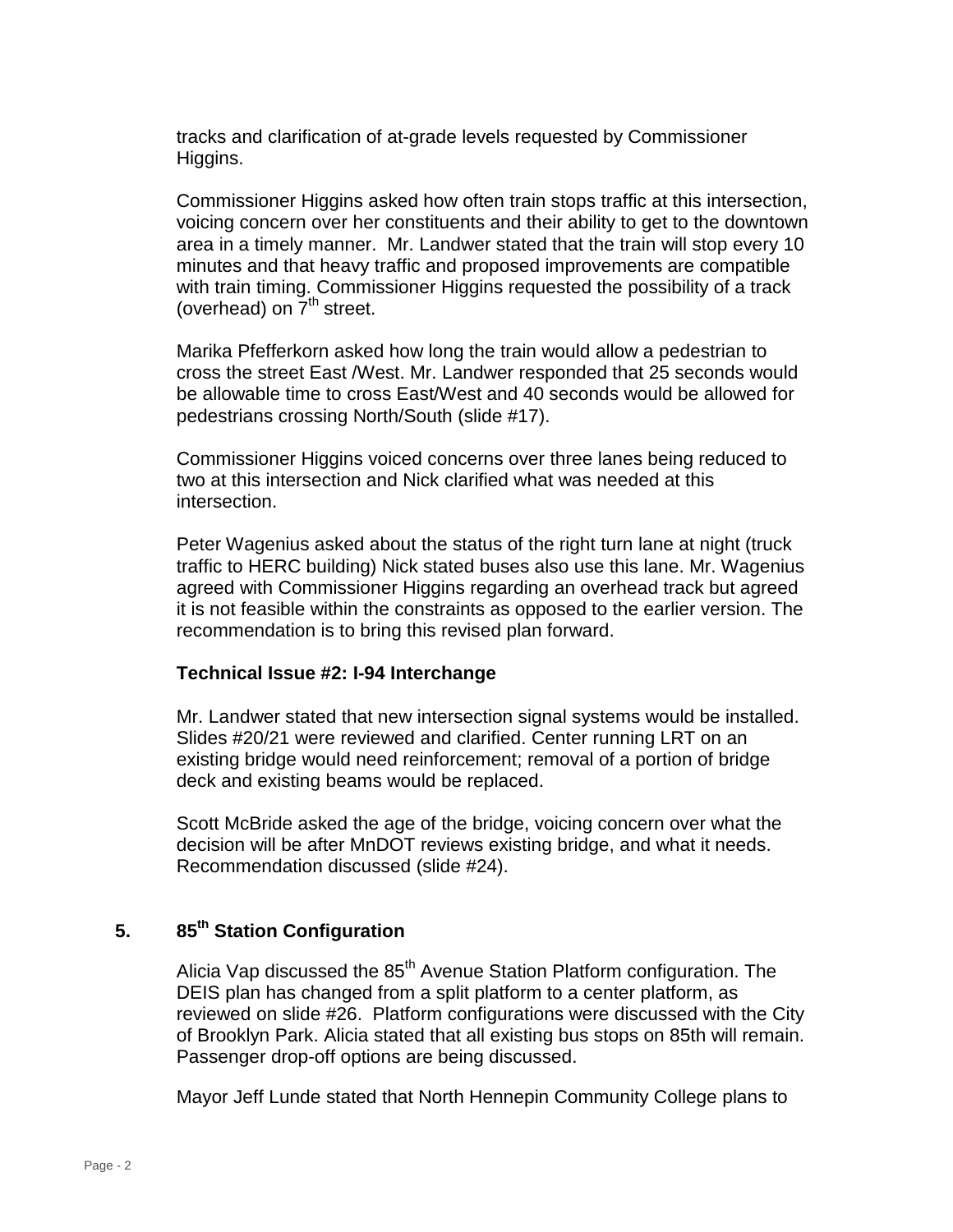tracks and clarification of at-grade levels requested by Commissioner Higgins.

Commissioner Higgins asked how often train stops traffic at this intersection, voicing concern over her constituents and their ability to get to the downtown area in a timely manner. Mr. Landwer stated that the train will stop every 10 minutes and that heavy traffic and proposed improvements are compatible with train timing. Commissioner Higgins requested the possibility of a track (overhead) on 7th street.

Marika Pfefferkorn asked how long the train would allow a pedestrian to cross the street East /West. Mr. Landwer responded that 25 seconds would be allowable time to cross East/West and 40 seconds would be allowed for pedestrians crossing North/South (slide #17).

Commissioner Higgins voiced concerns over three lanes being reduced to two at this intersection and Nick clarified what was needed at this intersection.

Peter Wagenius asked about the status of the right turn lane at night (truck traffic to HERC building) Nick stated buses also use this lane. Mr. Wagenius agreed with Commissioner Higgins regarding an overhead track but agreed it is not feasible within the constraints as opposed to the earlier version. The recommendation is to bring this revised plan forward.

**Technical Issue #2: I-94 Interchange**

Mr. Landwer stated that new intersection signal systems would be installed. Slides #20/21 were reviewed and clarified. Center running LRT on an existing bridge would need reinforcement; removal of a portion of bridge deck and existing beams would be replaced.

Scott McBride asked the age of the bridge, voicing concern over what the decision will be after MnDOT reviews existing bridge, and what it needs. Recommendation discussed (slide #24).

## 5. 85th Station Configuration

Alicia Vap discussed the 85th Avenue Station Platform configuration. The DEIS plan has changed from a split platform to a center platform, as reviewed on slide #26. Platform configurations were discussed with the City of Brooklyn Park. Alicia stated that all existing bus stops on 85th will remain. Passenger drop-off options are being discussed.

Mayor Jeff Lunde stated that North Hennepin Community College plans to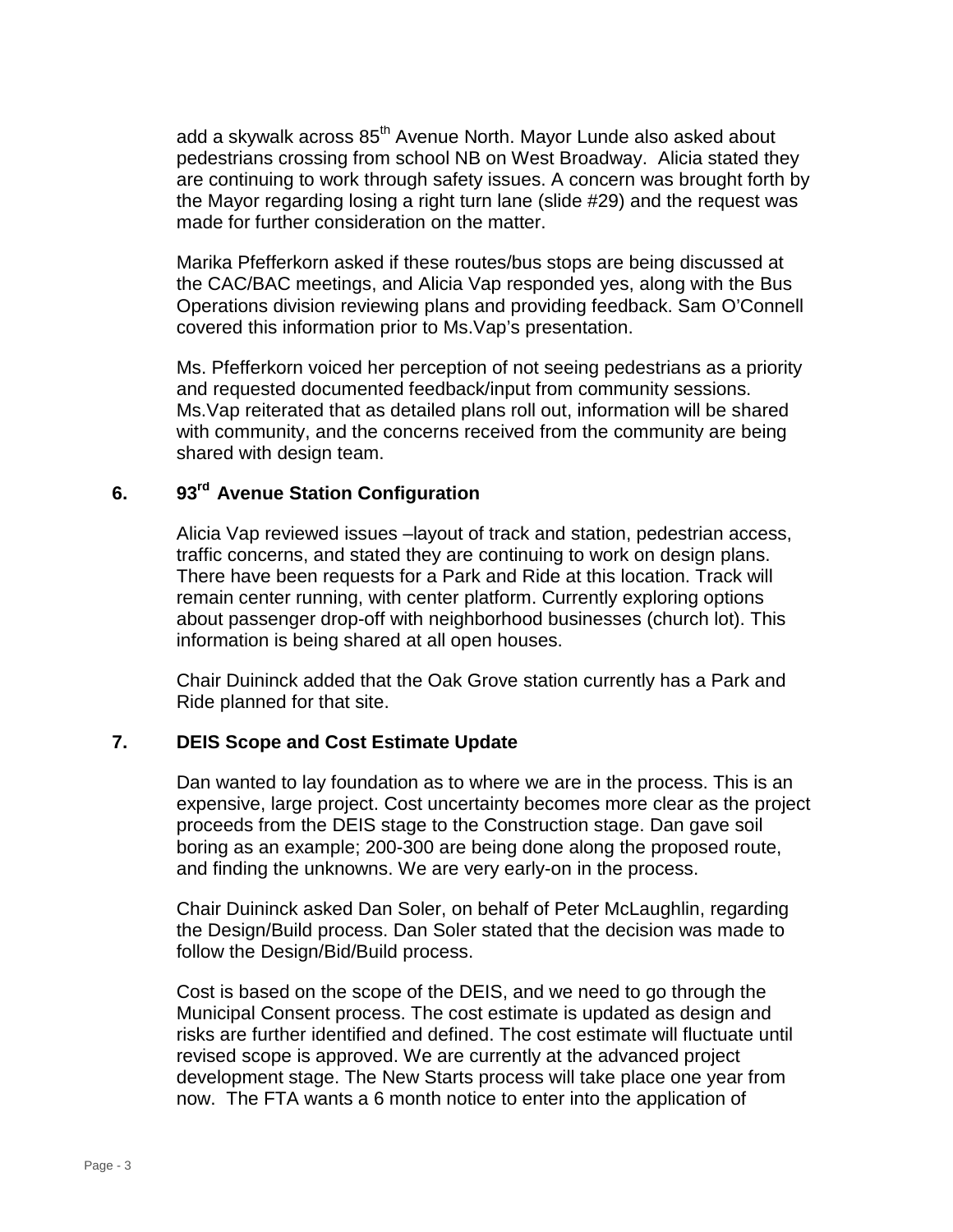add a skywalk across 85th Avenue North. Mayor Lunde also asked about pedestrians crossing from school NB on West Broadway. Alicia stated they are continuing to work through safety issues. A concern was brought forth by the Mayor regarding losing a right turn lane (slide #29) and the request was made for further consideration on the matter.

Marika Pfefferkorn asked if these routes/bus stops are being discussed at the CAC/BAC meetings, and Alicia Vap responded yes, along with the Bus Operations division reviewing plans and providing feedback. Sam O'Connell covered this information prior to Ms.Vap's presentation.

Ms. Pfefferkorn voiced her perception of not seeing pedestrians as a priority and requested documented feedback/input from community sessions. Ms.Vap reiterated that as detailed plans roll out, information will be shared with community, and the concerns received from the community are being shared with design team.

## 6. 93rd Avenue Station Configuration

Alicia Vap reviewed issues –layout of track and station, pedestrian access, traffic concerns, and stated they are continuing to work on design plans. There have been requests for a Park and Ride at this location. Track will remain center running, with center platform. Currently exploring options about passenger drop-off with neighborhood businesses (church lot). This information is being shared at all open houses.

Chair Duininck added that the Oak Grove station currently has a Park and Ride planned for that site.

## 7. DEIS Scope and Cost Estimate Update

Dan wanted to lay foundation as to where we are in the process. This is an expensive, large project. Cost uncertainty becomes more clear as the project proceeds from the DEIS stage to the Construction stage. Dan gave soil boring as an example; 200-300 are being done along the proposed route, and finding the unknowns. We are very early-on in the process.

Chair Duininck asked Dan Soler, on behalf of Peter McLaughlin, regarding the Design/Build process. Dan Soler stated that the decision was made to follow the Design/Bid/Build process.

Cost is based on the scope of the DEIS, and we need to go through the Municipal Consent process. The cost estimate is updated as design and risks are further identified and defined. The cost estimate will fluctuate until revised scope is approved. We are currently at the advanced project development stage. The New Starts process will take place one year from now. The FTA wants a 6 month notice to enter into the application of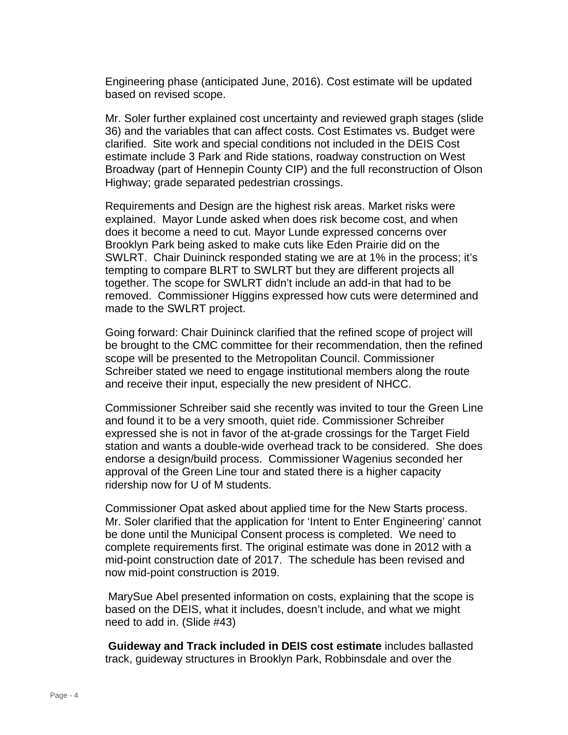Engineering phase (anticipated June, 2016). Cost estimate will be updated based on revised scope.

Mr. Soler further explained cost uncertainty and reviewed graph stages (slide 36) and the variables that can affect costs. Cost Estimates vs. Budget were clarified. Site work and special conditions not included in the DEIS Cost estimate include 3 Park and Ride stations, roadway construction on West Broadway (part of Hennepin County CIP) and the full reconstruction of Olson Highway; grade separated pedestrian crossings.

Requirements and Design are the highest risk areas. Market risks were explained. Mayor Lunde asked when does risk become cost, and when does it become a need to cut. Mayor Lunde expressed concerns over Brooklyn Park being asked to make cuts like Eden Prairie did on the SWLRT. Chair Duininck responded stating we are at 1% in the process; it's tempting to compare BLRT to SWLRT but they are different projects all together. The scope for SWLRT didn't include an add-in that had to be removed. Commissioner Higgins expressed how cuts were determined and made to the SWLRT project.

Going forward: Chair Duininck clarified that the refined scope of project will be brought to the CMC committee for their recommendation, then the refined scope will be presented to the Metropolitan Council. Commissioner Schreiber stated we need to engage institutional members along the route and receive their input, especially the new president of NHCC.

Commissioner Schreiber said she recently was invited to tour the Green Line and found it to be a very smooth, quiet ride. Commissioner Schreiber expressed she is not in favor of the at-grade crossings for the Target Field station and wants a double-wide overhead track to be considered. She does endorse a design/build process. Commissioner Wagenius seconded her approval of the Green Line tour and stated there is a higher capacity ridership now for U of M students.

Commissioner Opat asked about applied time for the New Starts process. Mr. Soler clarified that the application for 'Intent to Enter Engineering' cannot be done until the Municipal Consent process is completed. We need to complete requirements first. The original estimate was done in 2012 with a mid-point construction date of 2017. The schedule has been revised and now mid-point construction is 2019.

MarySue Abel presented information on costs, explaining that the scope is based on the DEIS, what it includes, doesn't include, and what we might need to add in. (Slide #43)

**Guideway and Track included in DEIS cost estimate** includes ballasted track, guideway structures in Brooklyn Park, Robbinsdale and over the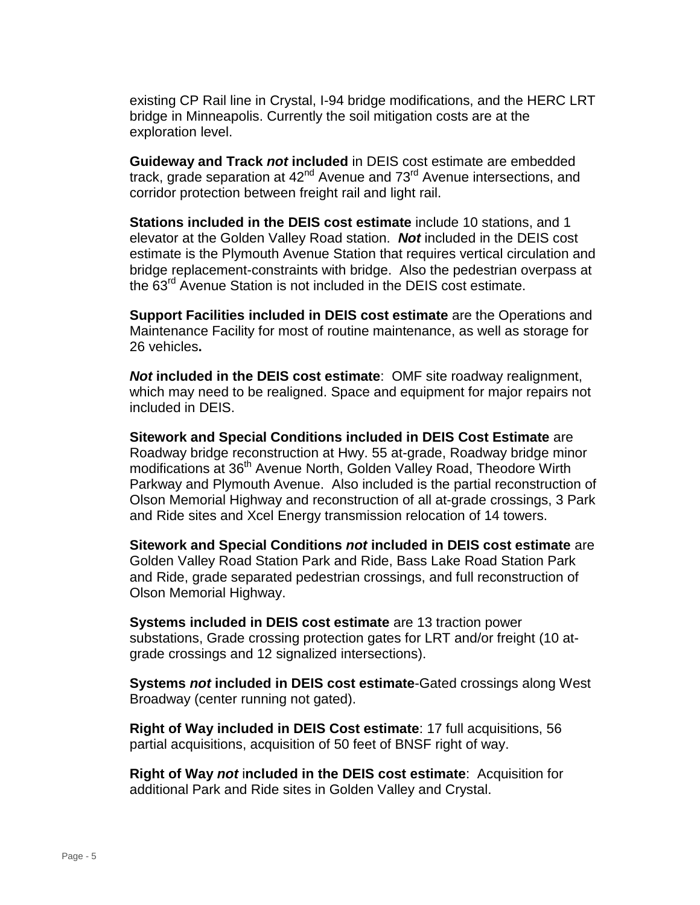existing CP Rail line in Crystal, I-94 bridge modifications, and the HERC LRT bridge in Minneapolis. Currently the soil mitigation costs are at the exploration level.

**Guideway and Track *not* included** in DEIS cost estimate are embedded track, grade separation at 42nd Avenue and 73rd Avenue intersections, and corridor protection between freight rail and light rail.

**Stations included in the DEIS cost estimate** include 10 stations, and 1 elevator at the Golden Valley Road station. ***Not*** included in the DEIS cost estimate is the Plymouth Avenue Station that requires vertical circulation and bridge replacement-constraints with bridge. Also the pedestrian overpass at the 63rd Avenue Station is not included in the DEIS cost estimate.

**Support Facilities included in DEIS cost estimate** are the Operations and Maintenance Facility for most of routine maintenance, as well as storage for 26 vehicles**.**

***Not* included in the DEIS cost estimate**: OMF site roadway realignment, which may need to be realigned. Space and equipment for major repairs not included in DEIS.

**Sitework and Special Conditions included in DEIS Cost Estimate** are Roadway bridge reconstruction at Hwy. 55 at-grade, Roadway bridge minor modifications at 36th Avenue North, Golden Valley Road, Theodore Wirth Parkway and Plymouth Avenue. Also included is the partial reconstruction of Olson Memorial Highway and reconstruction of all at-grade crossings, 3 Park and Ride sites and Xcel Energy transmission relocation of 14 towers.

**Sitework and Special Conditions *not* included in DEIS cost estimate** are Golden Valley Road Station Park and Ride, Bass Lake Road Station Park and Ride, grade separated pedestrian crossings, and full reconstruction of Olson Memorial Highway.

**Systems included in DEIS cost estimate** are 13 traction power substations, Grade crossing protection gates for LRT and/or freight (10 at-grade crossings and 12 signalized intersections).

**Systems *not* included in DEIS cost estimate**-Gated crossings along West Broadway (center running not gated).

**Right of Way included in DEIS Cost estimate**: 17 full acquisitions, 56 partial acquisitions, acquisition of 50 feet of BNSF right of way.

**Right of Way *not* included in the DEIS cost estimate**: Acquisition for additional Park and Ride sites in Golden Valley and Crystal.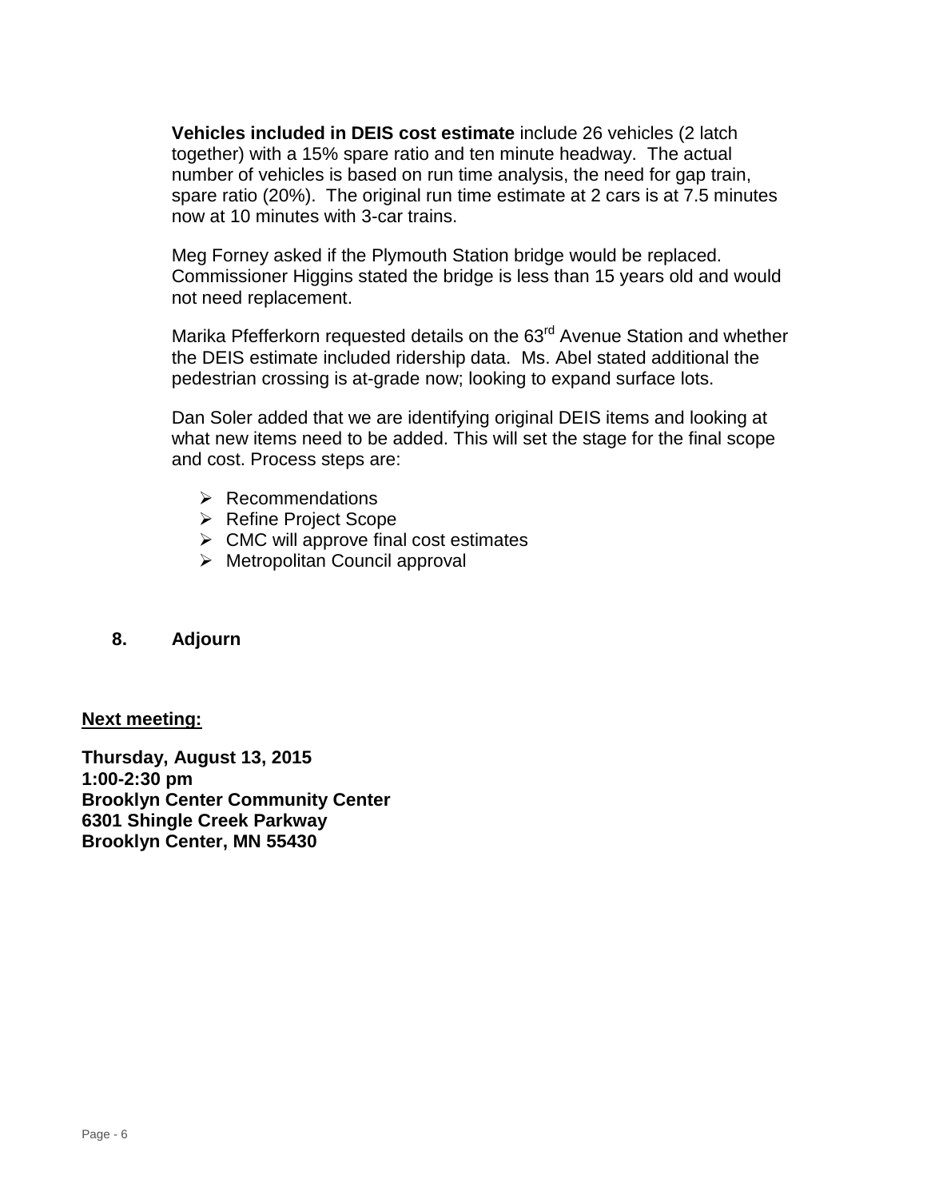**Vehicles included in DEIS cost estimate** include 26 vehicles (2 latch together) with a 15% spare ratio and ten minute headway. The actual number of vehicles is based on run time analysis, the need for gap train, spare ratio (20%). The original run time estimate at 2 cars is at 7.5 minutes now at 10 minutes with 3-car trains.

Meg Forney asked if the Plymouth Station bridge would be replaced. Commissioner Higgins stated the bridge is less than 15 years old and would not need replacement.

Marika Pfefferkorn requested details on the 63rd Avenue Station and whether the DEIS estimate included ridership data. Ms. Abel stated additional the pedestrian crossing is at-grade now; looking to expand surface lots.

Dan Soler added that we are identifying original DEIS items and looking at what new items need to be added. This will set the stage for the final scope and cost. Process steps are:

- Recommendations
- Refine Project Scope
- CMC will approve final cost estimates
- Metropolitan Council approval

**8. Adjourn**

**Next meeting:**

**Thursday, August 13, 2015**
**1:00-2:30 pm**
**Brooklyn Center Community Center**
**6301 Shingle Creek Parkway**
**Brooklyn Center, MN 55430**